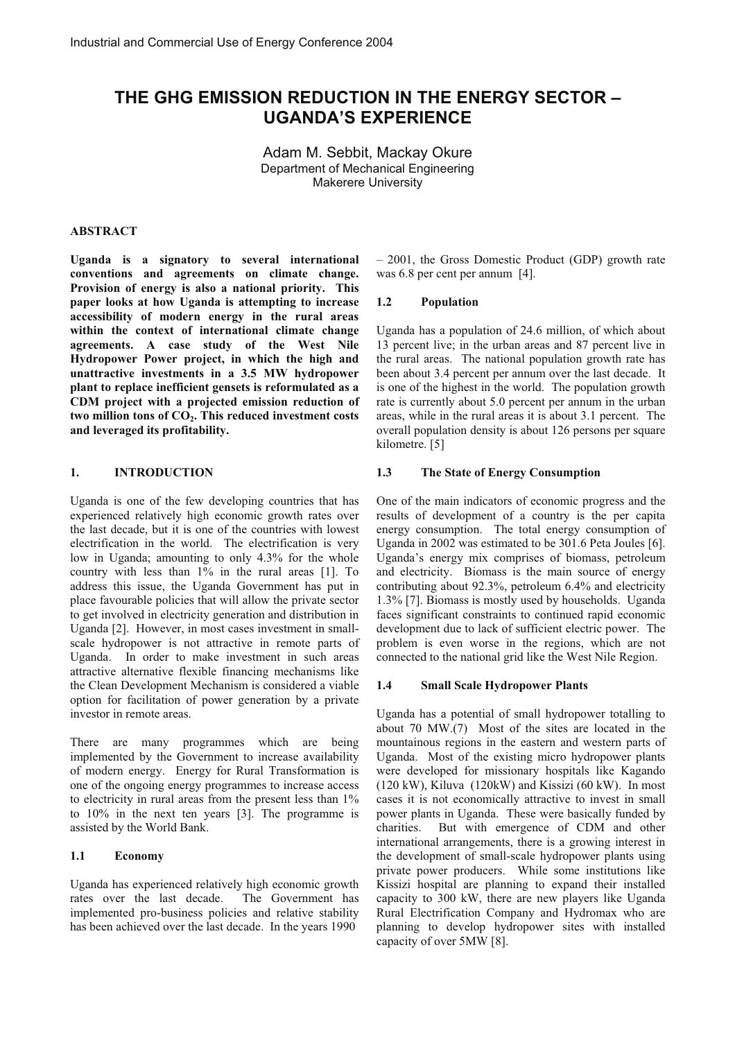# THE GHG EMISSION REDUCTION IN THE ENERGY SECTOR – UGANDA'S EXPERIENCE

Adam M. Sebbit, Mackay Okure
Department of Mechanical Engineering
Makerere University

## ABSTRACT

**Uganda is a signatory to several international conventions and agreements on climate change. Provision of energy is also a national priority. This paper looks at how Uganda is attempting to increase accessibility of modern energy in the rural areas within the context of international climate change agreements. A case study of the West Nile Hydropower Power project, in which the high and unattractive investments in a 3.5 MW hydropower plant to replace inefficient gensets is reformulated as a CDM project with a projected emission reduction of two million tons of $CO_2$. This reduced investment costs and leveraged its profitability.**

## 1. INTRODUCTION

Uganda is one of the few developing countries that has experienced relatively high economic growth rates over the last decade, but it is one of the countries with lowest electrification in the world. The electrification is very low in Uganda; amounting to only 4.3% for the whole country with less than 1% in the rural areas [1]. To address this issue, the Uganda Government has put in place favourable policies that will allow the private sector to get involved in electricity generation and distribution in Uganda [2]. However, in most cases investment in small-scale hydropower is not attractive in remote parts of Uganda. In order to make investment in such areas attractive alternative flexible financing mechanisms like the Clean Development Mechanism is considered a viable option for facilitation of power generation by a private investor in remote areas.

There are many programmes which are being implemented by the Government to increase availability of modern energy. Energy for Rural Transformation is one of the ongoing energy programmes to increase access to electricity in rural areas from the present less than 1% to 10% in the next ten years [3]. The programme is assisted by the World Bank.

### 1.1 Economy

Uganda has experienced relatively high economic growth rates over the last decade. The Government has implemented pro-business policies and relative stability has been achieved over the last decade. In the years 1990 – 2001, the Gross Domestic Product (GDP) growth rate was 6.8 per cent per annum [4].

### 1.2 Population

Uganda has a population of 24.6 million, of which about 13 percent live; in the urban areas and 87 percent live in the rural areas. The national population growth rate has been about 3.4 percent per annum over the last decade. It is one of the highest in the world. The population growth rate is currently about 5.0 percent per annum in the urban areas, while in the rural areas it is about 3.1 percent. The overall population density is about 126 persons per square kilometre. [5]

### 1.3 The State of Energy Consumption

One of the main indicators of economic progress and the results of development of a country is the per capita energy consumption. The total energy consumption of Uganda in 2002 was estimated to be 301.6 Peta Joules [6]. Uganda's energy mix comprises of biomass, petroleum and electricity. Biomass is the main source of energy contributing about 92.3%, petroleum 6.4% and electricity 1.3% [7]. Biomass is mostly used by households. Uganda faces significant constraints to continued rapid economic development due to lack of sufficient electric power. The problem is even worse in the regions, which are not connected to the national grid like the West Nile Region.

### 1.4 Small Scale Hydropower Plants

Uganda has a potential of small hydropower totalling to about 70 MW.(7) Most of the sites are located in the mountainous regions in the eastern and western parts of Uganda. Most of the existing micro hydropower plants were developed for missionary hospitals like Kagando (120 kW), Kiluva (120kW) and Kissizi (60 kW). In most cases it is not economically attractive to invest in small power plants in Uganda. These were basically funded by charities. But with emergence of CDM and other international arrangements, there is a growing interest in the development of small-scale hydropower plants using private power producers. While some institutions like Kissizi hospital are planning to expand their installed capacity to 300 kW, there are new players like Uganda Rural Electrification Company and Hydromax who are planning to develop hydropower sites with installed capacity of over 5MW [8].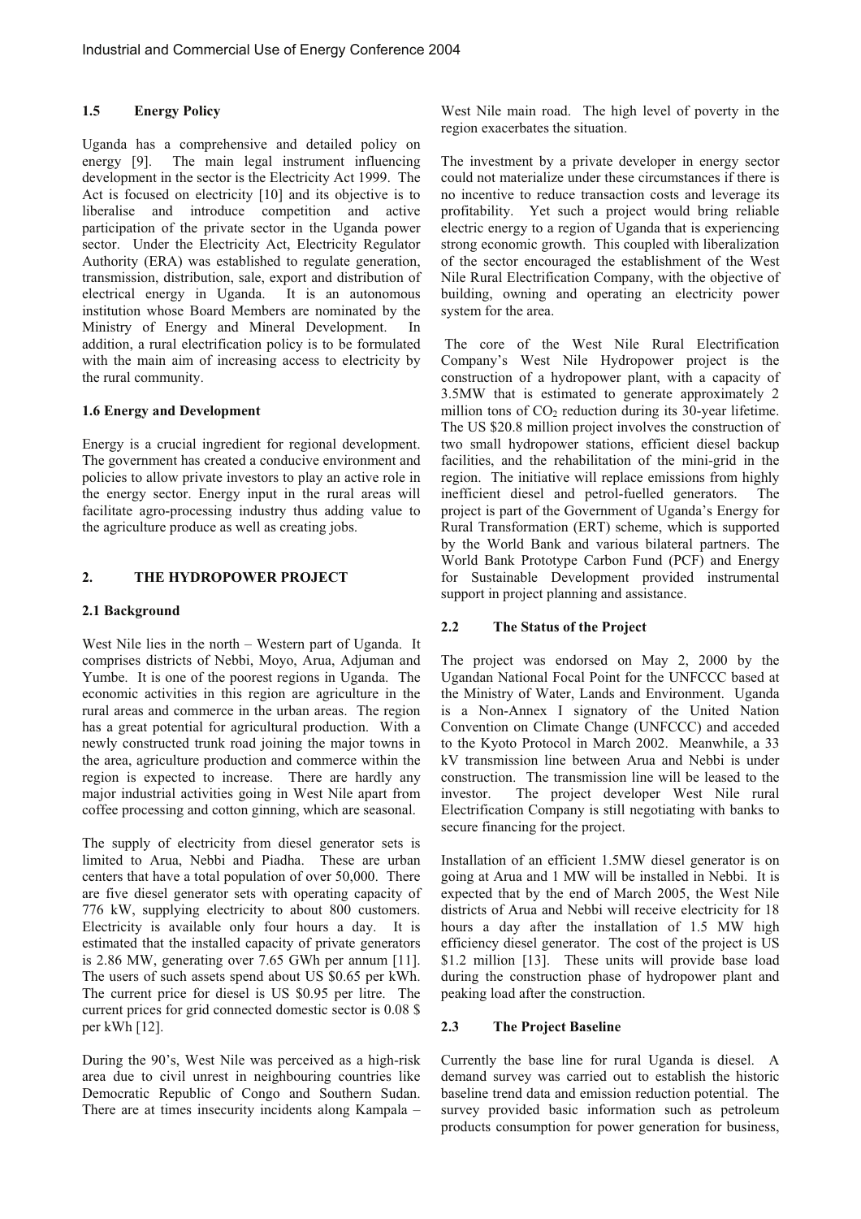### 1.5 Energy Policy

Uganda has a comprehensive and detailed policy on energy [9]. The main legal instrument influencing development in the sector is the Electricity Act 1999. The Act is focused on electricity [10] and its objective is to liberalise and introduce competition and active participation of the private sector in the Uganda power sector. Under the Electricity Act, Electricity Regulator Authority (ERA) was established to regulate generation, transmission, distribution, sale, export and distribution of electrical energy in Uganda. It is an autonomous institution whose Board Members are nominated by the Ministry of Energy and Mineral Development. In addition, a rural electrification policy is to be formulated with the main aim of increasing access to electricity by the rural community.

### 1.6 Energy and Development

Energy is a crucial ingredient for regional development. The government has created a conducive environment and policies to allow private investors to play an active role in the energy sector. Energy input in the rural areas will facilitate agro-processing industry thus adding value to the agriculture produce as well as creating jobs.

## 2. THE HYDROPOWER PROJECT

### 2.1 Background

West Nile lies in the north – Western part of Uganda. It comprises districts of Nebbi, Moyo, Arua, Adjuman and Yumbe. It is one of the poorest regions in Uganda. The economic activities in this region are agriculture in the rural areas and commerce in the urban areas. The region has a great potential for agricultural production. With a newly constructed trunk road joining the major towns in the area, agriculture production and commerce within the region is expected to increase. There are hardly any major industrial activities going in West Nile apart from coffee processing and cotton ginning, which are seasonal.

The supply of electricity from diesel generator sets is limited to Arua, Nebbi and Piadha. These are urban centers that have a total population of over 50,000. There are five diesel generator sets with operating capacity of 776 kW, supplying electricity to about 800 customers. Electricity is available only four hours a day. It is estimated that the installed capacity of private generators is 2.86 MW, generating over 7.65 GWh per annum [11]. The users of such assets spend about US \$0.65 per kWh. The current price for diesel is US \$0.95 per litre. The current prices for grid connected domestic sector is 0.08 \$ per kWh [12].

During the 90's, West Nile was perceived as a high-risk area due to civil unrest in neighbouring countries like Democratic Republic of Congo and Southern Sudan. There are at times insecurity incidents along Kampala – West Nile main road. The high level of poverty in the region exacerbates the situation.

The investment by a private developer in energy sector could not materialize under these circumstances if there is no incentive to reduce transaction costs and leverage its profitability. Yet such a project would bring reliable electric energy to a region of Uganda that is experiencing strong economic growth. This coupled with liberalization of the sector encouraged the establishment of the West Nile Rural Electrification Company, with the objective of building, owning and operating an electricity power system for the area.

The core of the West Nile Rural Electrification Company's West Nile Hydropower project is the construction of a hydropower plant, with a capacity of 3.5MW that is estimated to generate approximately 2 million tons of $CO_2$ reduction during its 30-year lifetime. The US \$20.8 million project involves the construction of two small hydropower stations, efficient diesel backup facilities, and the rehabilitation of the mini-grid in the region. The initiative will replace emissions from highly inefficient diesel and petrol-fuelled generators. The project is part of the Government of Uganda's Energy for Rural Transformation (ERT) scheme, which is supported by the World Bank and various bilateral partners. The World Bank Prototype Carbon Fund (PCF) and Energy for Sustainable Development provided instrumental support in project planning and assistance.

### 2.2 The Status of the Project

The project was endorsed on May 2, 2000 by the Ugandan National Focal Point for the UNFCCC based at the Ministry of Water, Lands and Environment. Uganda is a Non-Annex I signatory of the United Nation Convention on Climate Change (UNFCCC) and acceded to the Kyoto Protocol in March 2002. Meanwhile, a 33 kV transmission line between Arua and Nebbi is under construction. The transmission line will be leased to the investor. The project developer West Nile rural Electrification Company is still negotiating with banks to secure financing for the project.

Installation of an efficient 1.5MW diesel generator is on going at Arua and 1 MW will be installed in Nebbi. It is expected that by the end of March 2005, the West Nile districts of Arua and Nebbi will receive electricity for 18 hours a day after the installation of 1.5 MW high efficiency diesel generator. The cost of the project is US \$1.2 million [13]. These units will provide base load during the construction phase of hydropower plant and peaking load after the construction.

### 2.3 The Project Baseline

Currently the base line for rural Uganda is diesel. A demand survey was carried out to establish the historic baseline trend data and emission reduction potential. The survey provided basic information such as petroleum products consumption for power generation for business,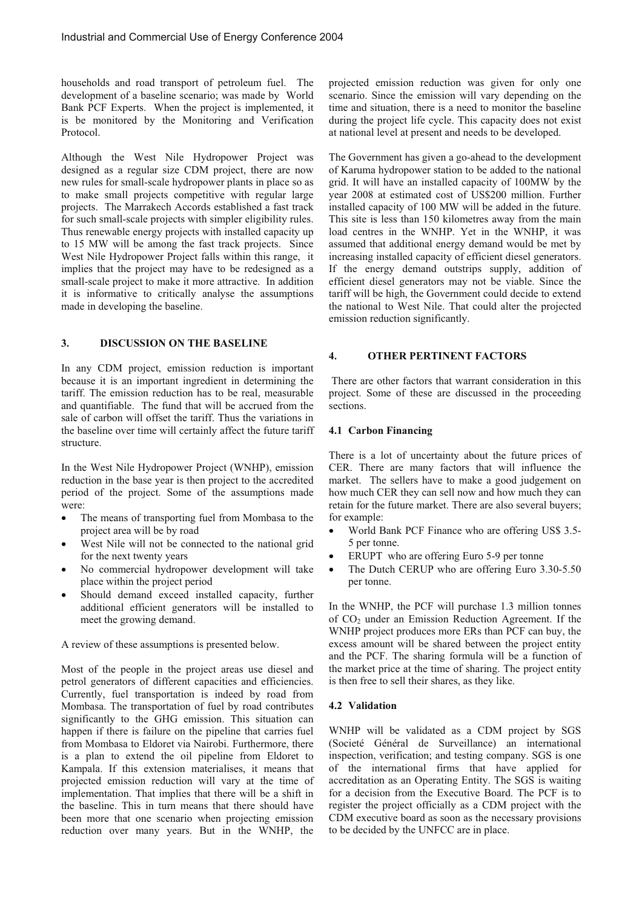households and road transport of petroleum fuel. The development of a baseline scenario; was made by World Bank PCF Experts. When the project is implemented, it is be monitored by the Monitoring and Verification Protocol.

Although the West Nile Hydropower Project was designed as a regular size CDM project, there are now new rules for small-scale hydropower plants in place so as to make small projects competitive with regular large projects. The Marrakech Accords established a fast track for such small-scale projects with simpler eligibility rules. Thus renewable energy projects with installed capacity up to 15 MW will be among the fast track projects. Since West Nile Hydropower Project falls within this range, it implies that the project may have to be redesigned as a small-scale project to make it more attractive. In addition it is informative to critically analyse the assumptions made in developing the baseline.

## 3. DISCUSSION ON THE BASELINE

In any CDM project, emission reduction is important because it is an important ingredient in determining the tariff. The emission reduction has to be real, measurable and quantifiable. The fund that will be accrued from the sale of carbon will offset the tariff. Thus the variations in the baseline over time will certainly affect the future tariff structure.

In the West Nile Hydropower Project (WNHP), emission reduction in the base year is then project to the accredited period of the project. Some of the assumptions made were:

- The means of transporting fuel from Mombasa to the project area will be by road
- West Nile will not be connected to the national grid for the next twenty years
- No commercial hydropower development will take place within the project period
- Should demand exceed installed capacity, further additional efficient generators will be installed to meet the growing demand.

A review of these assumptions is presented below.

Most of the people in the project areas use diesel and petrol generators of different capacities and efficiencies. Currently, fuel transportation is indeed by road from Mombasa. The transportation of fuel by road contributes significantly to the GHG emission. This situation can happen if there is failure on the pipeline that carries fuel from Mombasa to Eldoret via Nairobi. Furthermore, there is a plan to extend the oil pipeline from Eldoret to Kampala. If this extension materialises, it means that projected emission reduction will vary at the time of implementation. That implies that there will be a shift in the baseline. This in turn means that there should have been more that one scenario when projecting emission reduction over many years. But in the WNHP, the projected emission reduction was given for only one scenario. Since the emission will vary depending on the time and situation, there is a need to monitor the baseline during the project life cycle. This capacity does not exist at national level at present and needs to be developed.

The Government has given a go-ahead to the development of Karuma hydropower station to be added to the national grid. It will have an installed capacity of 100MW by the year 2008 at estimated cost of US$200 million. Further installed capacity of 100 MW will be added in the future. This site is less than 150 kilometres away from the main load centres in the WNHP. Yet in the WNHP, it was assumed that additional energy demand would be met by increasing installed capacity of efficient diesel generators. If the energy demand outstrips supply, addition of efficient diesel generators may not be viable. Since the tariff will be high, the Government could decide to extend the national to West Nile. That could alter the projected emission reduction significantly.

## 4. OTHER PERTINENT FACTORS

There are other factors that warrant consideration in this project. Some of these are discussed in the proceeding sections.

### 4.1 Carbon Financing

There is a lot of uncertainty about the future prices of CER. There are many factors that will influence the market. The sellers have to make a good judgement on how much CER they can sell now and how much they can retain for the future market. There are also several buyers; for example:

- World Bank PCF Finance who are offering US$ 3.5-5 per tonne.
- ERUPT who are offering Euro 5-9 per tonne
- The Dutch CERUP who are offering Euro 3.30-5.50 per tonne.

In the WNHP, the PCF will purchase 1.3 million tonnes of $CO_2$ under an Emission Reduction Agreement. If the WNHP project produces more ERs than PCF can buy, the excess amount will be shared between the project entity and the PCF. The sharing formula will be a function of the market price at the time of sharing. The project entity is then free to sell their shares, as they like.

### 4.2 Validation

WNHP will be validated as a CDM project by SGS (Societé Général de Surveillance) an international inspection, verification; and testing company. SGS is one of the international firms that have applied for accreditation as an Operating Entity. The SGS is waiting for a decision from the Executive Board. The PCF is to register the project officially as a CDM project with the CDM executive board as soon as the necessary provisions to be decided by the UNFCC are in place.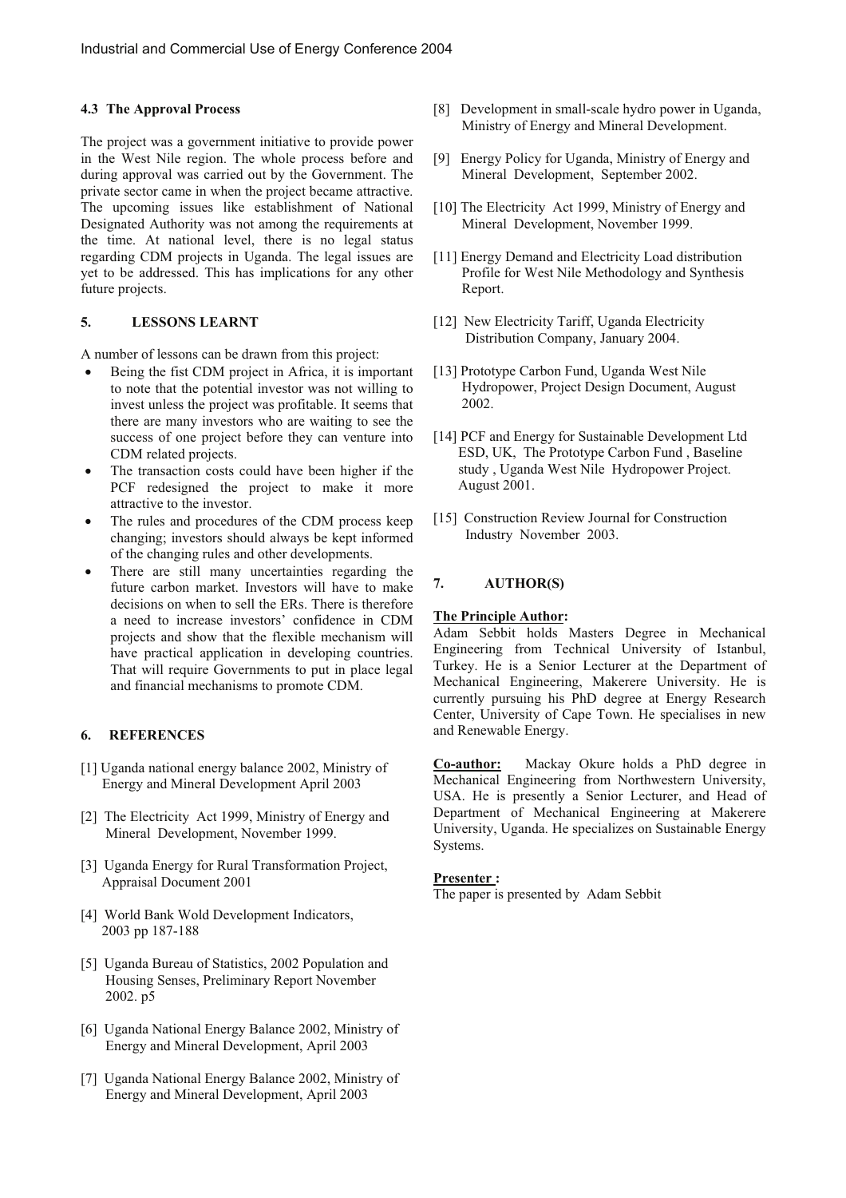### 4.3 The Approval Process

The project was a government initiative to provide power in the West Nile region. The whole process before and during approval was carried out by the Government. The private sector came in when the project became attractive. The upcoming issues like establishment of National Designated Authority was not among the requirements at the time. At national level, there is no legal status regarding CDM projects in Uganda. The legal issues are yet to be addressed. This has implications for any other future projects.

## 5. LESSONS LEARNT

A number of lessons can be drawn from this project:

- Being the fist CDM project in Africa, it is important to note that the potential investor was not willing to invest unless the project was profitable. It seems that there are many investors who are waiting to see the success of one project before they can venture into CDM related projects.
- The transaction costs could have been higher if the PCF redesigned the project to make it more attractive to the investor.
- The rules and procedures of the CDM process keep changing; investors should always be kept informed of the changing rules and other developments.
- There are still many uncertainties regarding the future carbon market. Investors will have to make decisions on when to sell the ERs. There is therefore a need to increase investors' confidence in CDM projects and show that the flexible mechanism will have practical application in developing countries. That will require Governments to put in place legal and financial mechanisms to promote CDM.

## 6. REFERENCES

[1] Uganda national energy balance 2002, Ministry of Energy and Mineral Development April 2003

[2] The Electricity Act 1999, Ministry of Energy and Mineral Development, November 1999.

[3] Uganda Energy for Rural Transformation Project, Appraisal Document 2001

[4] World Bank Wold Development Indicators, 2003 pp 187-188

[5] Uganda Bureau of Statistics, 2002 Population and Housing Senses, Preliminary Report November 2002. p5

[6] Uganda National Energy Balance 2002, Ministry of Energy and Mineral Development, April 2003

[7] Uganda National Energy Balance 2002, Ministry of Energy and Mineral Development, April 2003

[8] Development in small-scale hydro power in Uganda, Ministry of Energy and Mineral Development.

[9] Energy Policy for Uganda, Ministry of Energy and Mineral Development, September 2002.

[10] The Electricity Act 1999, Ministry of Energy and Mineral Development, November 1999.

[11] Energy Demand and Electricity Load distribution Profile for West Nile Methodology and Synthesis Report.

[12] New Electricity Tariff, Uganda Electricity Distribution Company, January 2004.

[13] Prototype Carbon Fund, Uganda West Nile Hydropower, Project Design Document, August 2002.

[14] PCF and Energy for Sustainable Development Ltd ESD, UK, The Prototype Carbon Fund , Baseline study , Uganda West Nile Hydropower Project. August 2001.

[15] Construction Review Journal for Construction Industry November 2003.

## 7. AUTHOR(S)

**The Principle Author:**
Adam Sebbit holds Masters Degree in Mechanical Engineering from Technical University of Istanbul, Turkey. He is a Senior Lecturer at the Department of Mechanical Engineering, Makerere University. He is currently pursuing his PhD degree at Energy Research Center, University of Cape Town. He specialises in new and Renewable Energy.

**Co-author:** Mackay Okure holds a PhD degree in Mechanical Engineering from Northwestern University, USA. He is presently a Senior Lecturer, and Head of Department of Mechanical Engineering at Makerere University, Uganda. He specializes on Sustainable Energy Systems.

**Presenter :**
The paper is presented by Adam Sebbit